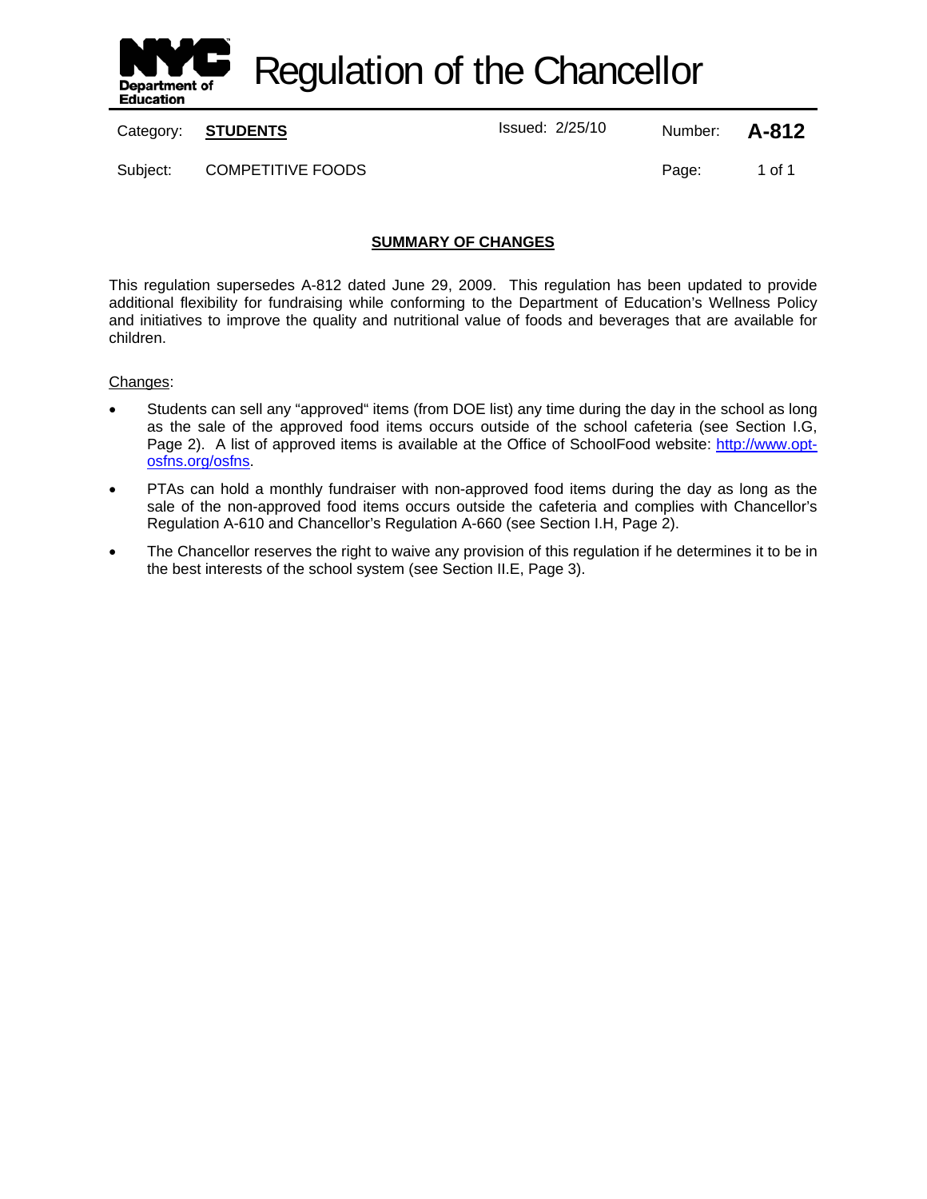# Regulation of the Chancellor

| Category: | **STUDENTS** | Issued: 2/25/10 | Number: | **A-812** |
| --- | --- | --- | --- | --- |
| Subject: | COMPETITIVE FOODS | | Page: | 1 of 1 |

## SUMMARY OF CHANGES

This regulation supersedes A-812 dated June 29, 2009. This regulation has been updated to provide additional flexibility for fundraising while conforming to the Department of Education's Wellness Policy and initiatives to improve the quality and nutritional value of foods and beverages that are available for children.

Changes:

- Students can sell any "approved" items (from DOE list) any time during the day in the school as long as the sale of the approved food items occurs outside of the school cafeteria (see Section I.G, Page 2). A list of approved items is available at the Office of SchoolFood website: http://www.opt-osfns.org/osfns.
- PTAs can hold a monthly fundraiser with non-approved food items during the day as long as the sale of the non-approved food items occurs outside the cafeteria and complies with Chancellor's Regulation A-610 and Chancellor's Regulation A-660 (see Section I.H, Page 2).
- The Chancellor reserves the right to waive any provision of this regulation if he determines it to be in the best interests of the school system (see Section II.E, Page 3).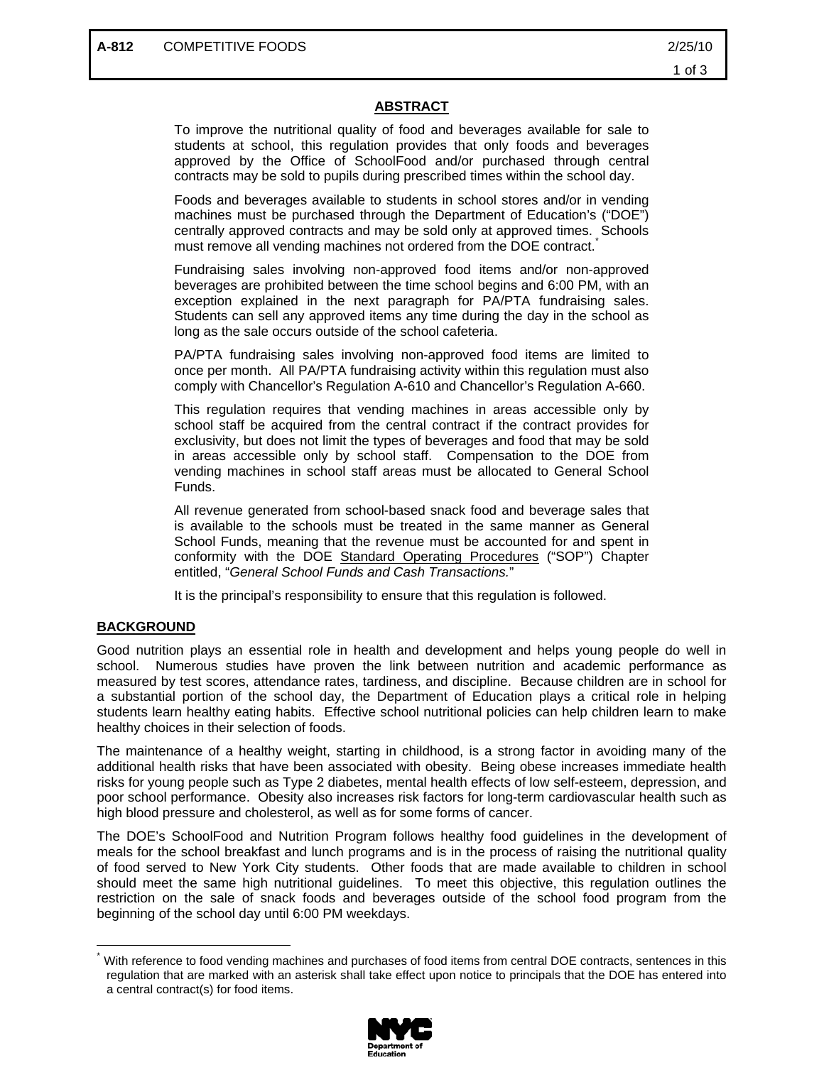## ABSTRACT

To improve the nutritional quality of food and beverages available for sale to students at school, this regulation provides that only foods and beverages approved by the Office of SchoolFood and/or purchased through central contracts may be sold to pupils during prescribed times within the school day.

Foods and beverages available to students in school stores and/or in vending machines must be purchased through the Department of Education's ("DOE") centrally approved contracts and may be sold only at approved times. Schools must remove all vending machines not ordered from the DOE contract.*

Fundraising sales involving non-approved food items and/or non-approved beverages are prohibited between the time school begins and 6:00 PM, with an exception explained in the next paragraph for PA/PTA fundraising sales. Students can sell any approved items any time during the day in the school as long as the sale occurs outside of the school cafeteria.

PA/PTA fundraising sales involving non-approved food items are limited to once per month. All PA/PTA fundraising activity within this regulation must also comply with Chancellor's Regulation A-610 and Chancellor's Regulation A-660.

This regulation requires that vending machines in areas accessible only by school staff be acquired from the central contract if the contract provides for exclusivity, but does not limit the types of beverages and food that may be sold in areas accessible only by school staff. Compensation to the DOE from vending machines in school staff areas must be allocated to General School Funds.

All revenue generated from school-based snack food and beverage sales that is available to the schools must be treated in the same manner as General School Funds, meaning that the revenue must be accounted for and spent in conformity with the DOE Standard Operating Procedures ("SOP") Chapter entitled, "*General School Funds and Cash Transactions.*"

It is the principal's responsibility to ensure that this regulation is followed.

## BACKGROUND

Good nutrition plays an essential role in health and development and helps young people do well in school. Numerous studies have proven the link between nutrition and academic performance as measured by test scores, attendance rates, tardiness, and discipline. Because children are in school for a substantial portion of the school day, the Department of Education plays a critical role in helping students learn healthy eating habits. Effective school nutritional policies can help children learn to make healthy choices in their selection of foods.

The maintenance of a healthy weight, starting in childhood, is a strong factor in avoiding many of the additional health risks that have been associated with obesity. Being obese increases immediate health risks for young people such as Type 2 diabetes, mental health effects of low self-esteem, depression, and poor school performance. Obesity also increases risk factors for long-term cardiovascular health such as high blood pressure and cholesterol, as well as for some forms of cancer.

The DOE's SchoolFood and Nutrition Program follows healthy food guidelines in the development of meals for the school breakfast and lunch programs and is in the process of raising the nutritional quality of food served to New York City students. Other foods that are made available to children in school should meet the same high nutritional guidelines. To meet this objective, this regulation outlines the restriction on the sale of snack foods and beverages outside of the school food program from the beginning of the school day until 6:00 PM weekdays.

---

* With reference to food vending machines and purchases of food items from central DOE contracts, sentences in this regulation that are marked with an asterisk shall take effect upon notice to principals that the DOE has entered into a central contract(s) for food items.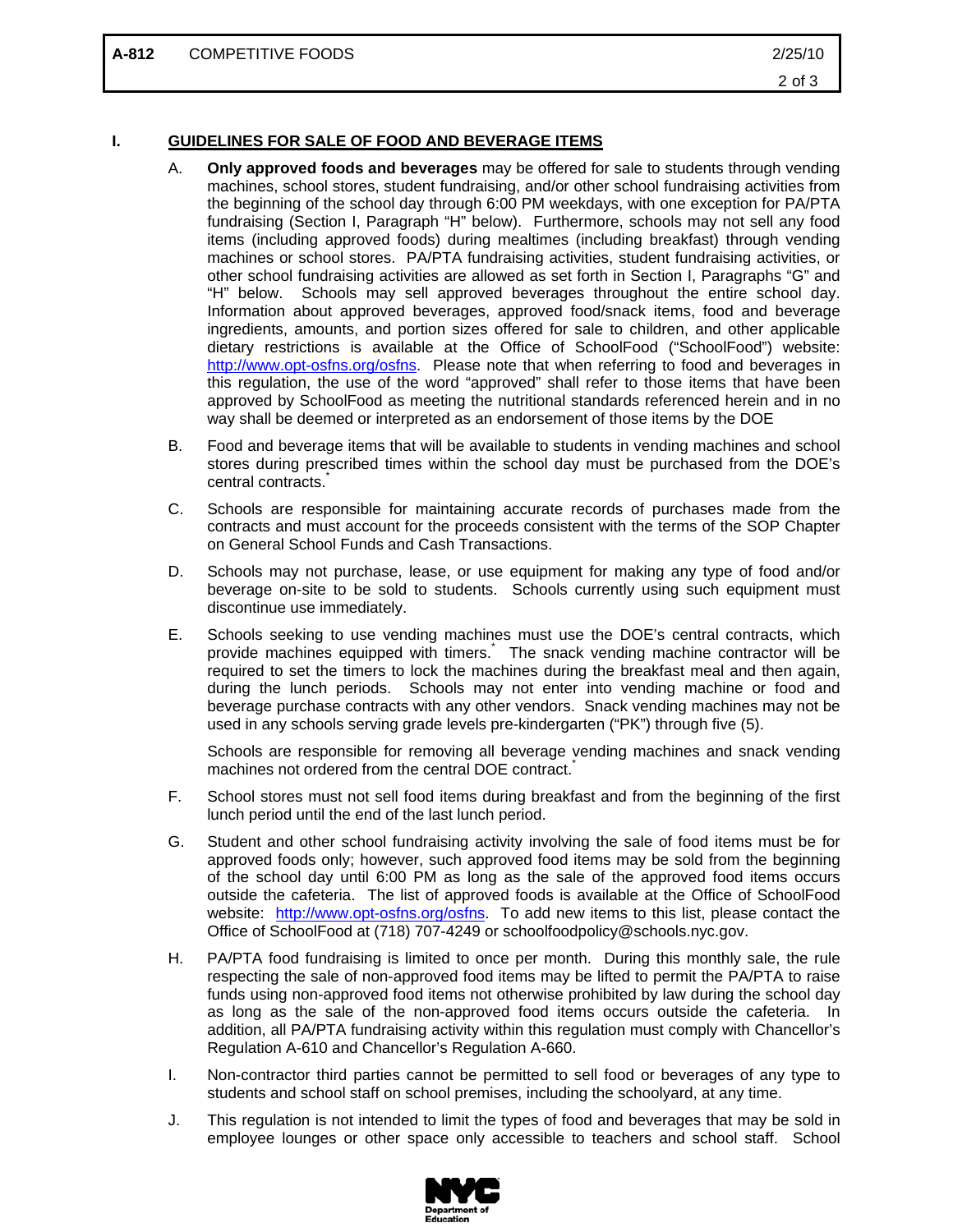## I. GUIDELINES FOR SALE OF FOOD AND BEVERAGE ITEMS

A. **Only approved foods and beverages** may be offered for sale to students through vending machines, school stores, student fundraising, and/or other school fundraising activities from the beginning of the school day through 6:00 PM weekdays, with one exception for PA/PTA fundraising (Section I, Paragraph "H" below). Furthermore, schools may not sell any food items (including approved foods) during mealtimes (including breakfast) through vending machines or school stores. PA/PTA fundraising activities, student fundraising activities, or other school fundraising activities are allowed as set forth in Section I, Paragraphs "G" and "H" below. Schools may sell approved beverages throughout the entire school day. Information about approved beverages, approved food/snack items, food and beverage ingredients, amounts, and portion sizes offered for sale to children, and other applicable dietary restrictions is available at the Office of SchoolFood ("SchoolFood") website: http://www.opt-osfns.org/osfns. Please note that when referring to food and beverages in this regulation, the use of the word "approved" shall refer to those items that have been approved by SchoolFood as meeting the nutritional standards referenced herein and in no way shall be deemed or interpreted as an endorsement of those items by the DOE

B. Food and beverage items that will be available to students in vending machines and school stores during prescribed times within the school day must be purchased from the DOE's central contracts.*

C. Schools are responsible for maintaining accurate records of purchases made from the contracts and must account for the proceeds consistent with the terms of the SOP Chapter on General School Funds and Cash Transactions.

D. Schools may not purchase, lease, or use equipment for making any type of food and/or beverage on-site to be sold to students. Schools currently using such equipment must discontinue use immediately.

E. Schools seeking to use vending machines must use the DOE's central contracts, which provide machines equipped with timers.* The snack vending machine contractor will be required to set the timers to lock the machines during the breakfast meal and then again, during the lunch periods. Schools may not enter into vending machine or food and beverage purchase contracts with any other vendors. Snack vending machines may not be used in any schools serving grade levels pre-kindergarten ("PK") through five (5).

   Schools are responsible for removing all beverage vending machines and snack vending machines not ordered from the central DOE contract.*

F. School stores must not sell food items during breakfast and from the beginning of the first lunch period until the end of the last lunch period.

G. Student and other school fundraising activity involving the sale of food items must be for approved foods only; however, such approved food items may be sold from the beginning of the school day until 6:00 PM as long as the sale of the approved food items occurs outside the cafeteria. The list of approved foods is available at the Office of SchoolFood website: http://www.opt-osfns.org/osfns. To add new items to this list, please contact the Office of SchoolFood at (718) 707-4249 or schoolfoodpolicy@schools.nyc.gov.

H. PA/PTA food fundraising is limited to once per month. During this monthly sale, the rule respecting the sale of non-approved food items may be lifted to permit the PA/PTA to raise funds using non-approved food items not otherwise prohibited by law during the school day as long as the sale of the non-approved food items occurs outside the cafeteria. In addition, all PA/PTA fundraising activity within this regulation must comply with Chancellor's Regulation A-610 and Chancellor's Regulation A-660.

I. Non-contractor third parties cannot be permitted to sell food or beverages of any type to students and school staff on school premises, including the schoolyard, at any time.

J. This regulation is not intended to limit the types of food and beverages that may be sold in employee lounges or other space only accessible to teachers and school staff. School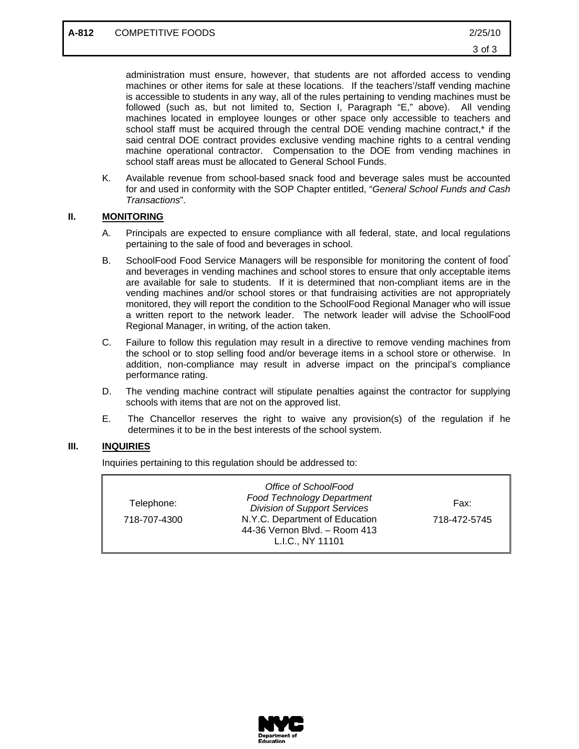administration must ensure, however, that students are not afforded access to vending machines or other items for sale at these locations. If the teachers'/staff vending machine is accessible to students in any way, all of the rules pertaining to vending machines must be followed (such as, but not limited to, Section I, Paragraph "E," above). All vending machines located in employee lounges or other space only accessible to teachers and school staff must be acquired through the central DOE vending machine contract,* if the said central DOE contract provides exclusive vending machine rights to a central vending machine operational contractor. Compensation to the DOE from vending machines in school staff areas must be allocated to General School Funds.

K. Available revenue from school-based snack food and beverage sales must be accounted for and used in conformity with the SOP Chapter entitled, "*General School Funds and Cash Transactions*".

## II. MONITORING

A. Principals are expected to ensure compliance with all federal, state, and local regulations pertaining to the sale of food and beverages in school.

B. SchoolFood Food Service Managers will be responsible for monitoring the content of food* and beverages in vending machines and school stores to ensure that only acceptable items are available for sale to students. If it is determined that non-compliant items are in the vending machines and/or school stores or that fundraising activities are not appropriately monitored, they will report the condition to the SchoolFood Regional Manager who will issue a written report to the network leader. The network leader will advise the SchoolFood Regional Manager, in writing, of the action taken.

C. Failure to follow this regulation may result in a directive to remove vending machines from the school or to stop selling food and/or beverage items in a school store or otherwise. In addition, non-compliance may result in adverse impact on the principal's compliance performance rating.

D. The vending machine contract will stipulate penalties against the contractor for supplying schools with items that are not on the approved list.

E. The Chancellor reserves the right to waive any provision(s) of the regulation if he determines it to be in the best interests of the school system.

## III. INQUIRIES

Inquiries pertaining to this regulation should be addressed to:

| | | |
|---|---|---|
| Telephone:<br>718-707-4300 | *Office of SchoolFood*<br>*Food Technology Department*<br>*Division of Support Services*<br>N.Y.C. Department of Education<br>44-36 Vernon Blvd. – Room 413<br>L.I.C., NY 11101 | Fax:<br>718-472-5745 |